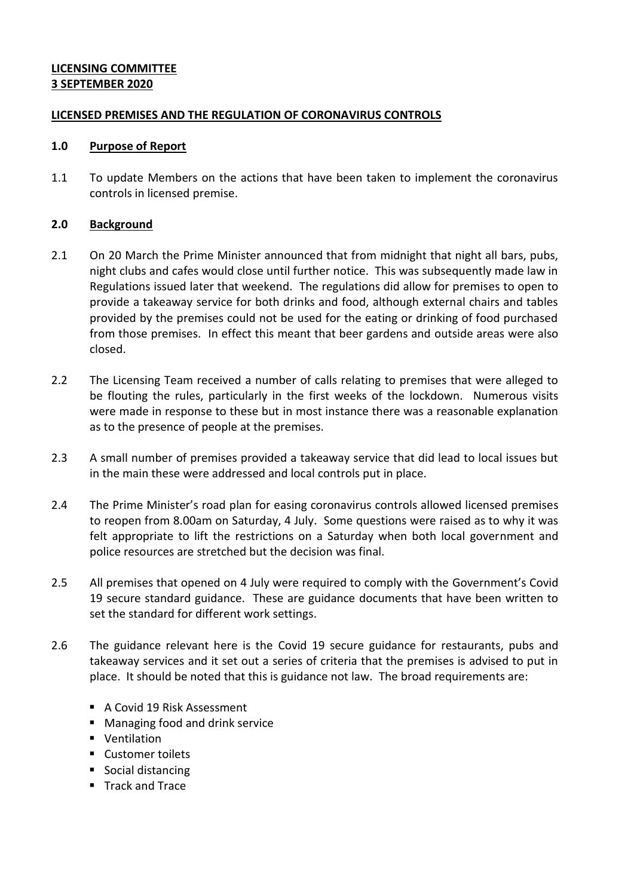**LICENSING COMMITTEE**
**3 SEPTEMBER 2020**

## LICENSED PREMISES AND THE REGULATION OF CORONAVIRUS CONTROLS

### 1.0 Purpose of Report

1.1 To update Members on the actions that have been taken to implement the coronavirus controls in licensed premise.

### 2.0 Background

2.1 On 20 March the Prime Minister announced that from midnight that night all bars, pubs, night clubs and cafes would close until further notice. This was subsequently made law in Regulations issued later that weekend. The regulations did allow for premises to open to provide a takeaway service for both drinks and food, although external chairs and tables provided by the premises could not be used for the eating or drinking of food purchased from those premises. In effect this meant that beer gardens and outside areas were also closed.

2.2 The Licensing Team received a number of calls relating to premises that were alleged to be flouting the rules, particularly in the first weeks of the lockdown. Numerous visits were made in response to these but in most instance there was a reasonable explanation as to the presence of people at the premises.

2.3 A small number of premises provided a takeaway service that did lead to local issues but in the main these were addressed and local controls put in place.

2.4 The Prime Minister's road plan for easing coronavirus controls allowed licensed premises to reopen from 8.00am on Saturday, 4 July. Some questions were raised as to why it was felt appropriate to lift the restrictions on a Saturday when both local government and police resources are stretched but the decision was final.

2.5 All premises that opened on 4 July were required to comply with the Government's Covid 19 secure standard guidance. These are guidance documents that have been written to set the standard for different work settings.

2.6 The guidance relevant here is the Covid 19 secure guidance for restaurants, pubs and takeaway services and it set out a series of criteria that the premises is advised to put in place. It should be noted that this is guidance not law. The broad requirements are:

- A Covid 19 Risk Assessment
- Managing food and drink service
- Ventilation
- Customer toilets
- Social distancing
- Track and Trace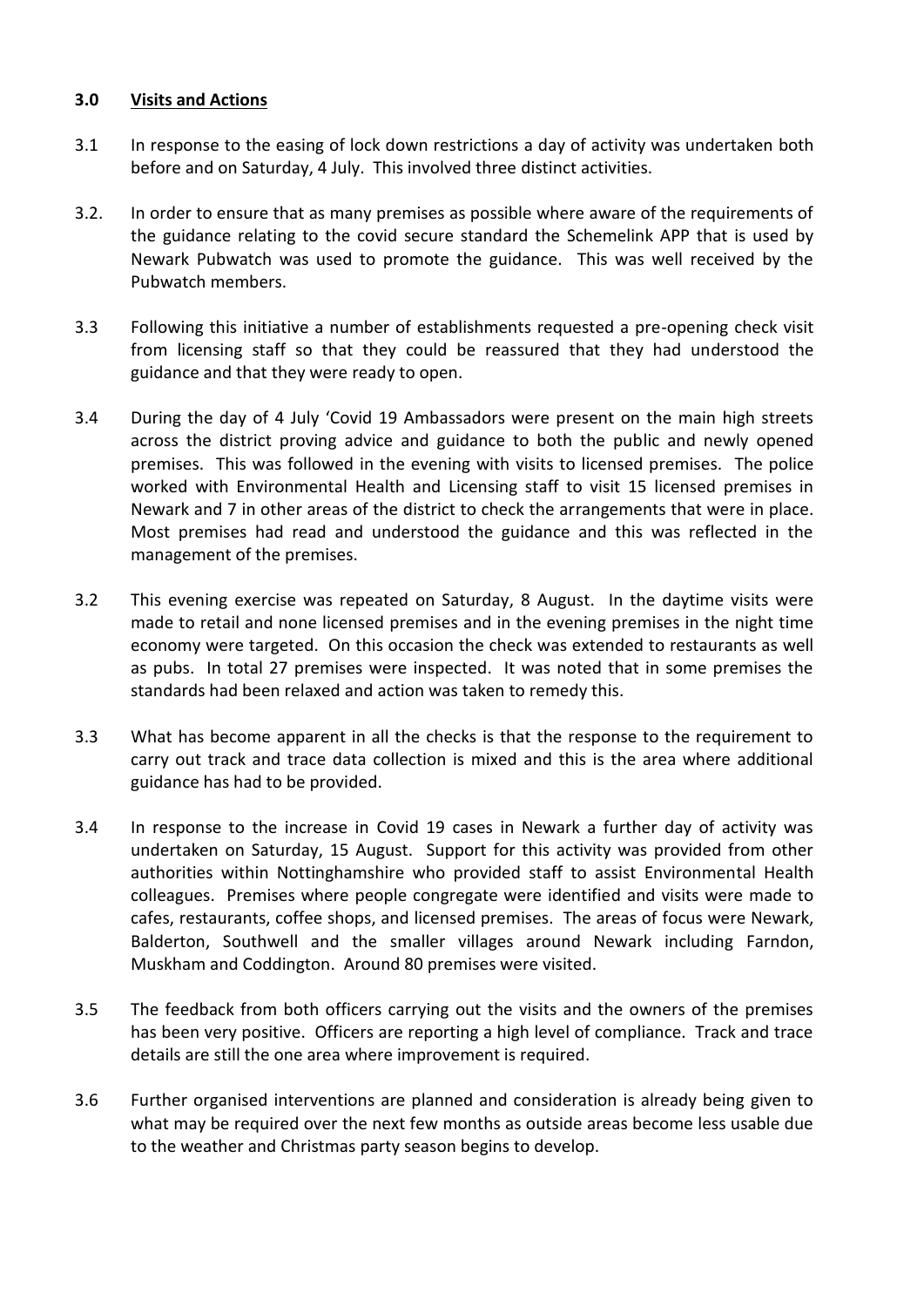## 3.0 Visits and Actions

3.1 In response to the easing of lock down restrictions a day of activity was undertaken both before and on Saturday, 4 July. This involved three distinct activities.

3.2. In order to ensure that as many premises as possible where aware of the requirements of the guidance relating to the covid secure standard the Schemelink APP that is used by Newark Pubwatch was used to promote the guidance. This was well received by the Pubwatch members.

3.3 Following this initiative a number of establishments requested a pre-opening check visit from licensing staff so that they could be reassured that they had understood the guidance and that they were ready to open.

3.4 During the day of 4 July 'Covid 19 Ambassadors were present on the main high streets across the district proving advice and guidance to both the public and newly opened premises. This was followed in the evening with visits to licensed premises. The police worked with Environmental Health and Licensing staff to visit 15 licensed premises in Newark and 7 in other areas of the district to check the arrangements that were in place. Most premises had read and understood the guidance and this was reflected in the management of the premises.

3.2 This evening exercise was repeated on Saturday, 8 August. In the daytime visits were made to retail and none licensed premises and in the evening premises in the night time economy were targeted. On this occasion the check was extended to restaurants as well as pubs. In total 27 premises were inspected. It was noted that in some premises the standards had been relaxed and action was taken to remedy this.

3.3 What has become apparent in all the checks is that the response to the requirement to carry out track and trace data collection is mixed and this is the area where additional guidance has had to be provided.

3.4 In response to the increase in Covid 19 cases in Newark a further day of activity was undertaken on Saturday, 15 August. Support for this activity was provided from other authorities within Nottinghamshire who provided staff to assist Environmental Health colleagues. Premises where people congregate were identified and visits were made to cafes, restaurants, coffee shops, and licensed premises. The areas of focus were Newark, Balderton, Southwell and the smaller villages around Newark including Farndon, Muskham and Coddington. Around 80 premises were visited.

3.5 The feedback from both officers carrying out the visits and the owners of the premises has been very positive. Officers are reporting a high level of compliance. Track and trace details are still the one area where improvement is required.

3.6 Further organised interventions are planned and consideration is already being given to what may be required over the next few months as outside areas become less usable due to the weather and Christmas party season begins to develop.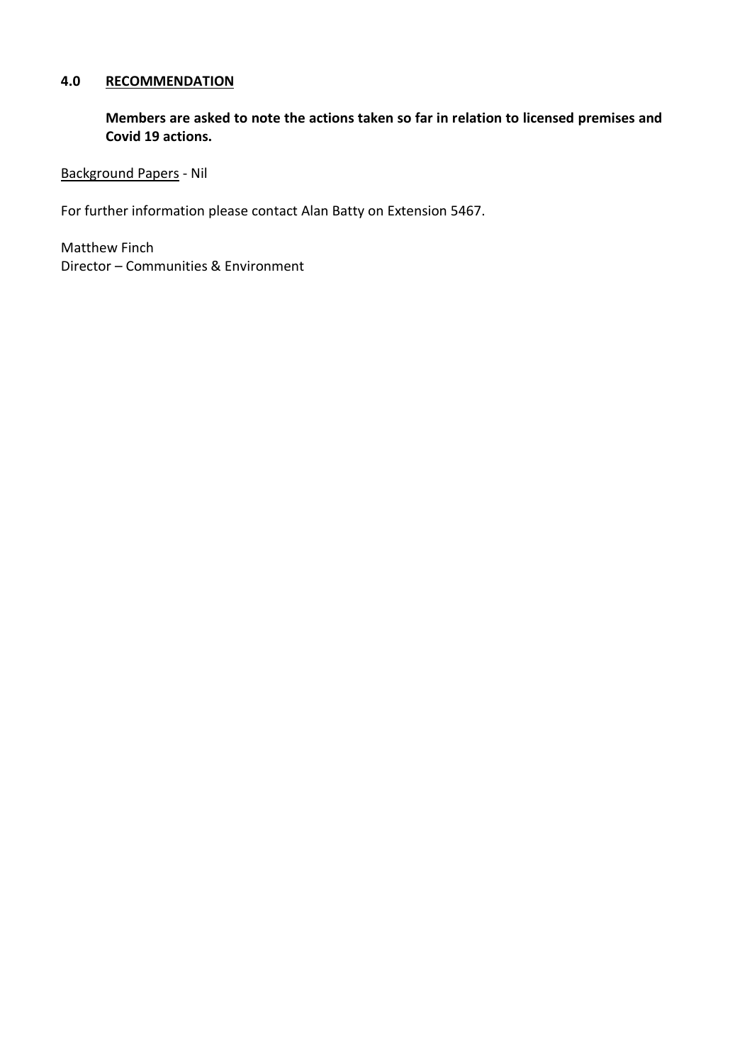## 4.0 RECOMMENDATION

**Members are asked to note the actions taken so far in relation to licensed premises and Covid 19 actions.**

Background Papers - Nil

For further information please contact Alan Batty on Extension 5467.

Matthew Finch
Director – Communities & Environment